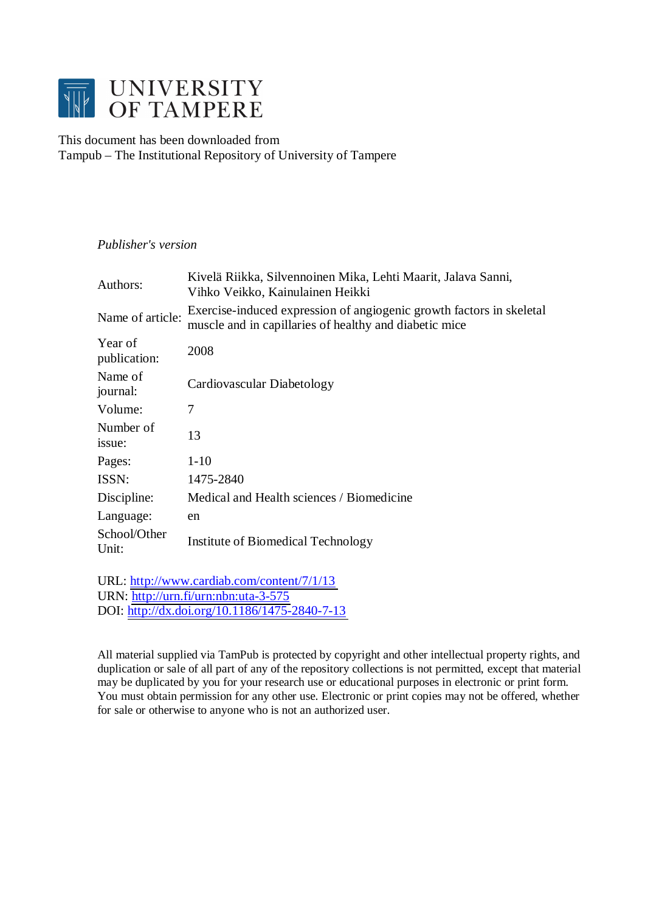# UNIVERSITY OF TAMPERE

This document has been downloaded from
Tampub – The Institutional Repository of University of Tampere

*Publisher's version*

| | |
|---|---|
| Authors: | Kivelä Riikka, Silvennoinen Mika, Lehti Maarit, Jalava Sanni, Vihko Veikko, Kainulainen Heikki |
| Name of article: | Exercise-induced expression of angiogenic growth factors in skeletal muscle and in capillaries of healthy and diabetic mice |
| Year of publication: | 2008 |
| Name of journal: | Cardiovascular Diabetology |
| Volume: | 7 |
| Number of issue: | 13 |
| Pages: | 1-10 |
| ISSN: | 1475-2840 |
| Discipline: | Medical and Health sciences / Biomedicine |
| Language: | en |
| School/Other Unit: | Institute of Biomedical Technology |

URL: http://www.cardiab.com/content/7/1/13
URN: http://urn.fi/urn:nbn:uta-3-575
DOI: http://dx.doi.org/10.1186/1475-2840-7-13

All material supplied via TamPub is protected by copyright and other intellectual property rights, and duplication or sale of all part of any of the repository collections is not permitted, except that material may be duplicated by you for your research use or educational purposes in electronic or print form. You must obtain permission for any other use. Electronic or print copies may not be offered, whether for sale or otherwise to anyone who is not an authorized user.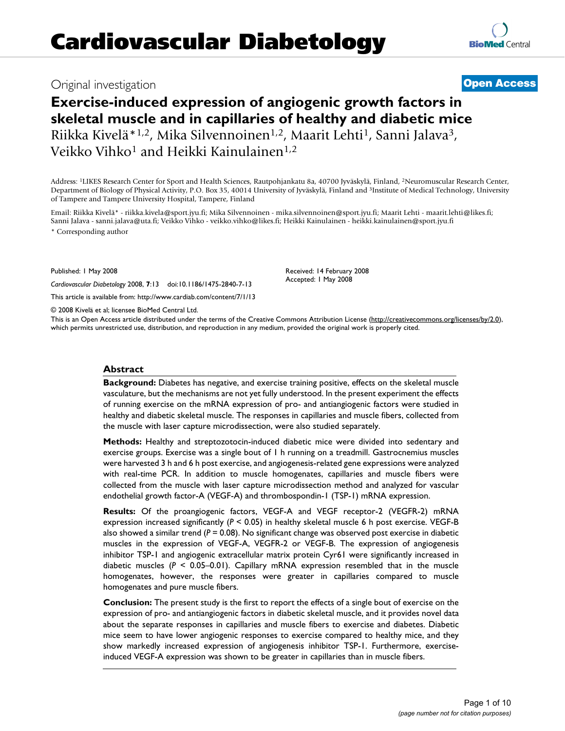# Cardiovascular Diabetology

Original investigation

**Open Access**

# Exercise-induced expression of angiogenic growth factors in skeletal muscle and in capillaries of healthy and diabetic mice

Riikka Kivelä*[1,2], Mika Silvennoinen[1,2], Maarit Lehti[1], Sanni Jalava[3], Veikko Vihko[1] and Heikki Kainulainen[1,2]

Address: [1]LIKES Research Center for Sport and Health Sciences, Rautpohjankatu 8a, 40700 Jyväskylä, Finland, [2]Neuromuscular Research Center, Department of Biology of Physical Activity, P.O. Box 35, 40014 University of Jyväskylä, Finland and [3]Institute of Medical Technology, University of Tampere and Tampere University Hospital, Tampere, Finland

Email: Riikka Kivelä* - riikka.kivela@sport.jyu.fi; Mika Silvennoinen - mika.silvennoinen@sport.jyu.fi; Maarit Lehti - maarit.lehti@likes.fi; Sanni Jalava - sanni.jalava@uta.fi; Veikko Vihko - veikko.vihko@likes.fi; Heikki Kainulainen - heikki.kainulainen@sport.jyu.fi

* Corresponding author

Published: 1 May 2008

*Cardiovascular Diabetology* 2008, **7**:13 doi:10.1186/1475-2840-7-13

This article is available from: http://www.cardiab.com/content/7/1/13

Received: 14 February 2008
Accepted: 1 May 2008

© 2008 Kivelä et al; licensee BioMed Central Ltd.

This is an Open Access article distributed under the terms of the Creative Commons Attribution License (http://creativecommons.org/licenses/by/2.0), which permits unrestricted use, distribution, and reproduction in any medium, provided the original work is properly cited.

## Abstract

**Background:** Diabetes has negative, and exercise training positive, effects on the skeletal muscle vasculature, but the mechanisms are not yet fully understood. In the present experiment the effects of running exercise on the mRNA expression of pro- and antiangiogenic factors were studied in healthy and diabetic skeletal muscle. The responses in capillaries and muscle fibers, collected from the muscle with laser capture microdissection, were also studied separately.

**Methods:** Healthy and streptozotocin-induced diabetic mice were divided into sedentary and exercise groups. Exercise was a single bout of 1 h running on a treadmill. Gastrocnemius muscles were harvested 3 h and 6 h post exercise, and angiogenesis-related gene expressions were analyzed with real-time PCR. In addition to muscle homogenates, capillaries and muscle fibers were collected from the muscle with laser capture microdissection method and analyzed for vascular endothelial growth factor-A (VEGF-A) and thrombospondin-1 (TSP-1) mRNA expression.

**Results:** Of the proangiogenic factors, VEGF-A and VEGF receptor-2 (VEGFR-2) mRNA expression increased significantly ($P < 0.05$) in healthy skeletal muscle 6 h post exercise. VEGF-B also showed a similar trend ($P = 0.08$). No significant change was observed post exercise in diabetic muscles in the expression of VEGF-A, VEGFR-2 or VEGF-B. The expression of angiogenesis inhibitor TSP-1 and angiogenic extracellular matrix protein Cyr61 were significantly increased in diabetic muscles ($P < 0.05$–$0.01$). Capillary mRNA expression resembled that in the muscle homogenates, however, the responses were greater in capillaries compared to muscle homogenates and pure muscle fibers.

**Conclusion:** The present study is the first to report the effects of a single bout of exercise on the expression of pro- and antiangiogenic factors in diabetic skeletal muscle, and it provides novel data about the separate responses in capillaries and muscle fibers to exercise and diabetes. Diabetic mice seem to have lower angiogenic responses to exercise compared to healthy mice, and they show markedly increased expression of angiogenesis inhibitor TSP-1. Furthermore, exercise-induced VEGF-A expression was shown to be greater in capillaries than in muscle fibers.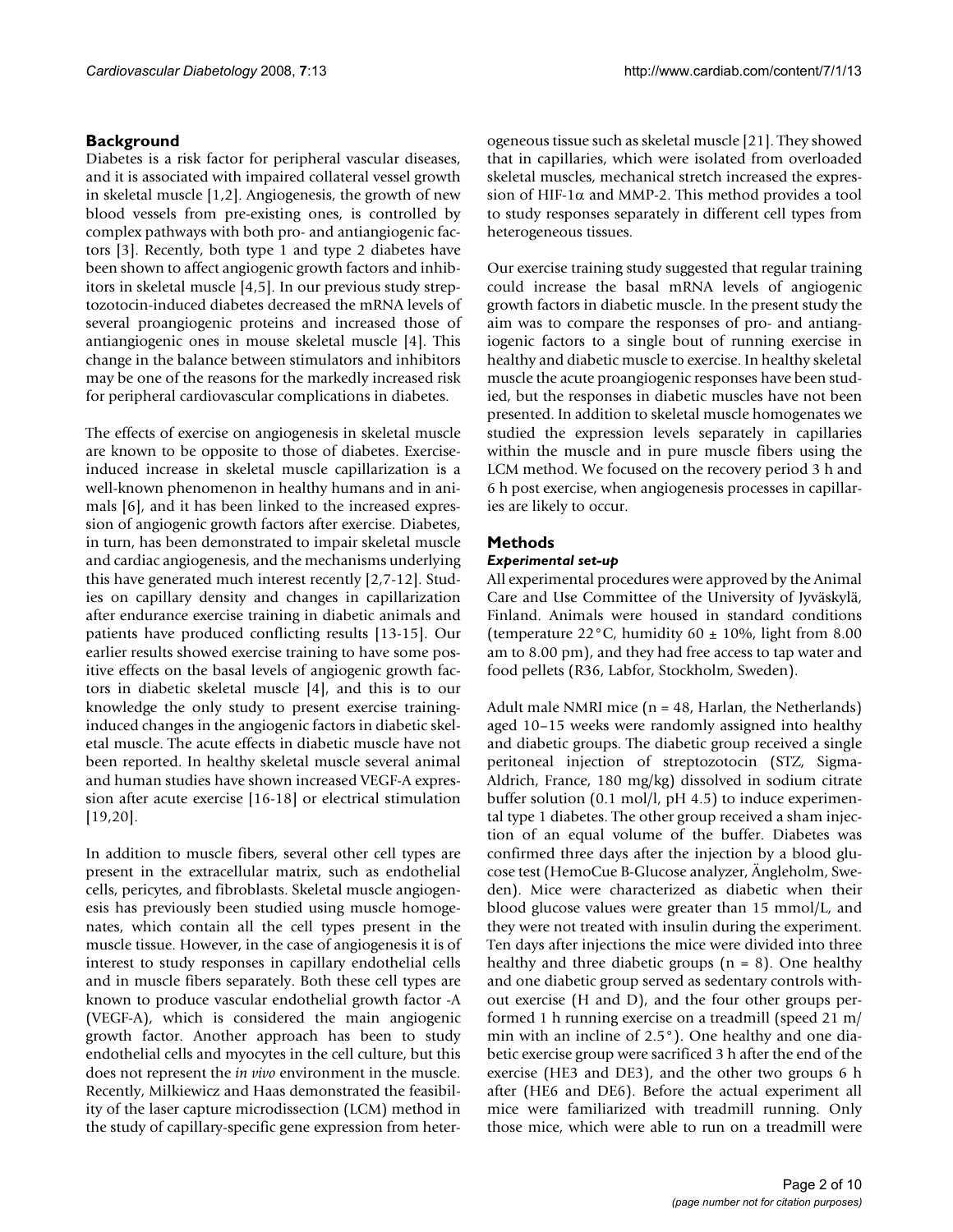## Background

Diabetes is a risk factor for peripheral vascular diseases, and it is associated with impaired collateral vessel growth in skeletal muscle [1,2]. Angiogenesis, the growth of new blood vessels from pre-existing ones, is controlled by complex pathways with both pro- and antiangiogenic factors [3]. Recently, both type 1 and type 2 diabetes have been shown to affect angiogenic growth factors and inhibitors in skeletal muscle [4,5]. In our previous study streptozotocin-induced diabetes decreased the mRNA levels of several proangiogenic proteins and increased those of antiangiogenic ones in mouse skeletal muscle [4]. This change in the balance between stimulators and inhibitors may be one of the reasons for the markedly increased risk for peripheral cardiovascular complications in diabetes.

The effects of exercise on angiogenesis in skeletal muscle are known to be opposite to those of diabetes. Exercise-induced increase in skeletal muscle capillarization is a well-known phenomenon in healthy humans and in animals [6], and it has been linked to the increased expression of angiogenic growth factors after exercise. Diabetes, in turn, has been demonstrated to impair skeletal muscle and cardiac angiogenesis, and the mechanisms underlying this have generated much interest recently [2,7-12]. Studies on capillary density and changes in capillarization after endurance exercise training in diabetic animals and patients have produced conflicting results [13-15]. Our earlier results showed exercise training to have some positive effects on the basal levels of angiogenic growth factors in diabetic skeletal muscle [4], and this is to our knowledge the only study to present exercise training-induced changes in the angiogenic factors in diabetic skeletal muscle. The acute effects in diabetic muscle have not been reported. In healthy skeletal muscle several animal and human studies have shown increased VEGF-A expression after acute exercise [16-18] or electrical stimulation [19,20].

In addition to muscle fibers, several other cell types are present in the extracellular matrix, such as endothelial cells, pericytes, and fibroblasts. Skeletal muscle angiogenesis has previously been studied using muscle homogenates, which contain all the cell types present in the muscle tissue. However, in the case of angiogenesis it is of interest to study responses in capillary endothelial cells and in muscle fibers separately. Both these cell types are known to produce vascular endothelial growth factor -A (VEGF-A), which is considered the main angiogenic growth factor. Another approach has been to study endothelial cells and myocytes in the cell culture, but this does not represent the *in vivo* environment in the muscle. Recently, Milkiewicz and Haas demonstrated the feasibility of the laser capture microdissection (LCM) method in the study of capillary-specific gene expression from heterogeneous tissue such as skeletal muscle [21]. They showed that in capillaries, which were isolated from overloaded skeletal muscles, mechanical stretch increased the expression of HIF-1$\alpha$ and MMP-2. This method provides a tool to study responses separately in different cell types from heterogeneous tissues.

Our exercise training study suggested that regular training could increase the basal mRNA levels of angiogenic growth factors in diabetic muscle. In the present study the aim was to compare the responses of pro- and antiangiogenic factors to a single bout of running exercise in healthy and diabetic muscle to exercise. In healthy skeletal muscle the acute proangiogenic responses have been studied, but the responses in diabetic muscles have not been presented. In addition to skeletal muscle homogenates we studied the expression levels separately in capillaries within the muscle and in pure muscle fibers using the LCM method. We focused on the recovery period 3 h and 6 h post exercise, when angiogenesis processes in capillaries are likely to occur.

## Methods

### *Experimental set-up*

All experimental procedures were approved by the Animal Care and Use Committee of the University of Jyväskylä, Finland. Animals were housed in standard conditions (temperature 22°C, humidity 60 ± 10%, light from 8.00 am to 8.00 pm), and they had free access to tap water and food pellets (R36, Labfor, Stockholm, Sweden).

Adult male NMRI mice (n = 48, Harlan, the Netherlands) aged 10–15 weeks were randomly assigned into healthy and diabetic groups. The diabetic group received a single peritoneal injection of streptozotocin (STZ, Sigma-Aldrich, France, 180 mg/kg) dissolved in sodium citrate buffer solution (0.1 mol/l, pH 4.5) to induce experimental type 1 diabetes. The other group received a sham injection of an equal volume of the buffer. Diabetes was confirmed three days after the injection by a blood glucose test (HemoCue B-Glucose analyzer, Ängleholm, Sweden). Mice were characterized as diabetic when their blood glucose values were greater than 15 mmol/L, and they were not treated with insulin during the experiment. Ten days after injections the mice were divided into three healthy and three diabetic groups (n = 8). One healthy and one diabetic group served as sedentary controls without exercise (H and D), and the four other groups performed 1 h running exercise on a treadmill (speed 21 m/min with an incline of 2.5°). One healthy and one diabetic exercise group were sacrificed 3 h after the end of the exercise (HE3 and DE3), and the other two groups 6 h after (HE6 and DE6). Before the actual experiment all mice were familiarized with treadmill running. Only those mice, which were able to run on a treadmill were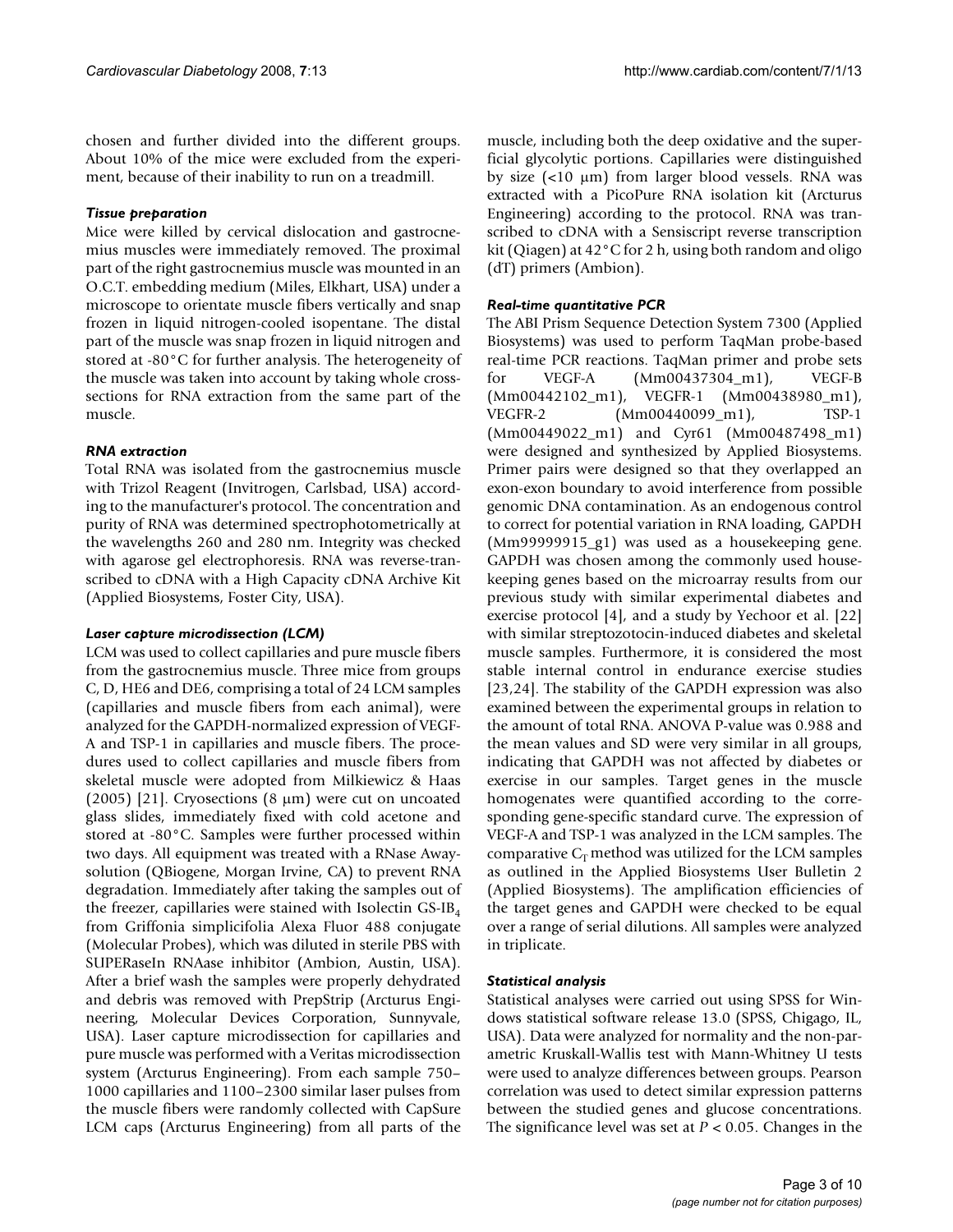chosen and further divided into the different groups. About 10% of the mice were excluded from the experiment, because of their inability to run on a treadmill.

### *Tissue preparation*

Mice were killed by cervical dislocation and gastrocnemius muscles were immediately removed. The proximal part of the right gastrocnemius muscle was mounted in an O.C.T. embedding medium (Miles, Elkhart, USA) under a microscope to orientate muscle fibers vertically and snap frozen in liquid nitrogen-cooled isopentane. The distal part of the muscle was snap frozen in liquid nitrogen and stored at -80°C for further analysis. The heterogeneity of the muscle was taken into account by taking whole cross-sections for RNA extraction from the same part of the muscle.

### *RNA extraction*

Total RNA was isolated from the gastrocnemius muscle with Trizol Reagent (Invitrogen, Carlsbad, USA) according to the manufacturer's protocol. The concentration and purity of RNA was determined spectrophotometrically at the wavelengths 260 and 280 nm. Integrity was checked with agarose gel electrophoresis. RNA was reverse-transcribed to cDNA with a High Capacity cDNA Archive Kit (Applied Biosystems, Foster City, USA).

### *Laser capture microdissection (LCM)*

LCM was used to collect capillaries and pure muscle fibers from the gastrocnemius muscle. Three mice from groups C, D, HE6 and DE6, comprising a total of 24 LCM samples (capillaries and muscle fibers from each animal), were analyzed for the GAPDH-normalized expression of VEGF-A and TSP-1 in capillaries and muscle fibers. The procedures used to collect capillaries and muscle fibers from skeletal muscle were adopted from Milkiewicz & Haas (2005) [21]. Cryosections (8 μm) were cut on uncoated glass slides, immediately fixed with cold acetone and stored at -80°C. Samples were further processed within two days. All equipment was treated with a RNase Away-solution (QBiogene, Morgan Irvine, CA) to prevent RNA degradation. Immediately after taking the samples out of the freezer, capillaries were stained with Isolectin GS-$IB_4$ from Griffonia simplicifolia Alexa Fluor 488 conjugate (Molecular Probes), which was diluted in sterile PBS with SUPERaseIn RNAase inhibitor (Ambion, Austin, USA). After a brief wash the samples were properly dehydrated and debris was removed with PrepStrip (Arcturus Engineering, Molecular Devices Corporation, Sunnyvale, USA). Laser capture microdissection for capillaries and pure muscle was performed with a Veritas microdissection system (Arcturus Engineering). From each sample 750–1000 capillaries and 1100–2300 similar laser pulses from the muscle fibers were randomly collected with CapSure LCM caps (Arcturus Engineering) from all parts of the muscle, including both the deep oxidative and the superficial glycolytic portions. Capillaries were distinguished by size (<10 μm) from larger blood vessels. RNA was extracted with a PicoPure RNA isolation kit (Arcturus Engineering) according to the protocol. RNA was transcribed to cDNA with a Sensiscript reverse transcription kit (Qiagen) at 42°C for 2 h, using both random and oligo (dT) primers (Ambion).

### *Real-time quantitative PCR*

The ABI Prism Sequence Detection System 7300 (Applied Biosystems) was used to perform TaqMan probe-based real-time PCR reactions. TaqMan primer and probe sets for VEGF-A (Mm00437304_m1), VEGF-B (Mm00442102_m1), VEGFR-1 (Mm00438980_m1), VEGFR-2 (Mm00440099_m1), TSP-1 (Mm00449022_m1) and Cyr61 (Mm00487498_m1) were designed and synthesized by Applied Biosystems. Primer pairs were designed so that they overlapped an exon-exon boundary to avoid interference from possible genomic DNA contamination. As an endogenous control to correct for potential variation in RNA loading, GAPDH (Mm99999915_g1) was used as a housekeeping gene. GAPDH was chosen among the commonly used housekeeping genes based on the microarray results from our previous study with similar experimental diabetes and exercise protocol [4], and a study by Yechoor et al. [22] with similar streptozotocin-induced diabetes and skeletal muscle samples. Furthermore, it is considered the most stable internal control in endurance exercise studies [23,24]. The stability of the GAPDH expression was also examined between the experimental groups in relation to the amount of total RNA. ANOVA P-value was 0.988 and the mean values and SD were very similar in all groups, indicating that GAPDH was not affected by diabetes or exercise in our samples. Target genes in the muscle homogenates were quantified according to the corresponding gene-specific standard curve. The expression of VEGF-A and TSP-1 was analyzed in the LCM samples. The comparative $C_T$ method was utilized for the LCM samples as outlined in the Applied Biosystems User Bulletin 2 (Applied Biosystems). The amplification efficiencies of the target genes and GAPDH were checked to be equal over a range of serial dilutions. All samples were analyzed in triplicate.

### *Statistical analysis*

Statistical analyses were carried out using SPSS for Windows statistical software release 13.0 (SPSS, Chigago, IL, USA). Data were analyzed for normality and the non-parametric Kruskall-Wallis test with Mann-Whitney U tests were used to analyze differences between groups. Pearson correlation was used to detect similar expression patterns between the studied genes and glucose concentrations. The significance level was set at $P < 0.05$. Changes in the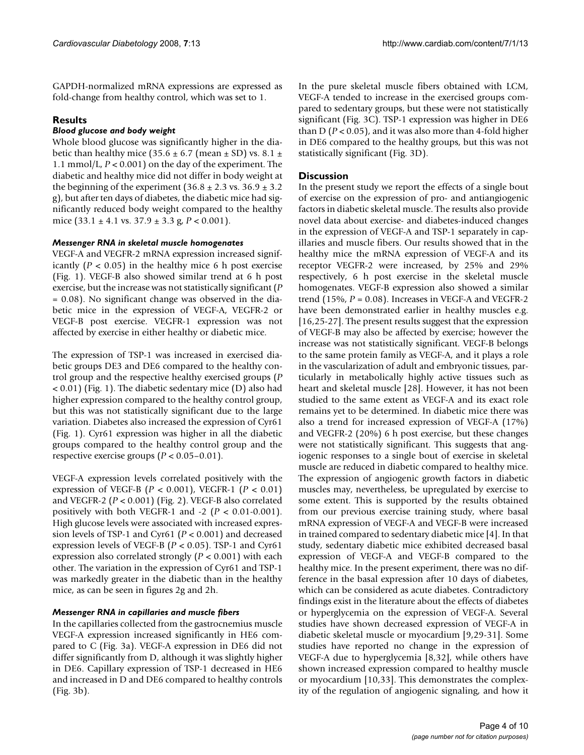GAPDH-normalized mRNA expressions are expressed as fold-change from healthy control, which was set to 1.

## Results

### *Blood glucose and body weight*

Whole blood glucose was significantly higher in the diabetic than healthy mice (35.6 ± 6.7 (mean ± SD) vs. 8.1 ± 1.1 mmol/L, $P < 0.001$) on the day of the experiment. The diabetic and healthy mice did not differ in body weight at the beginning of the experiment (36.8 ± 2.3 vs. 36.9 ± 3.2 g), but after ten days of diabetes, the diabetic mice had significantly reduced body weight compared to the healthy mice (33.1 ± 4.1 vs. 37.9 ± 3.3 g, $P < 0.001$).

### *Messenger RNA in skeletal muscle homogenates*

VEGF-A and VEGFR-2 mRNA expression increased significantly ($P < 0.05$) in the healthy mice 6 h post exercise (Fig. 1). VEGF-B also showed similar trend at 6 h post exercise, but the increase was not statistically significant ($P = 0.08$). No significant change was observed in the diabetic mice in the expression of VEGF-A, VEGFR-2 or VEGF-B post exercise. VEGFR-1 expression was not affected by exercise in either healthy or diabetic mice.

The expression of TSP-1 was increased in exercised diabetic groups DE3 and DE6 compared to the healthy control group and the respective healthy exercised groups ($P < 0.01$) (Fig. 1). The diabetic sedentary mice (D) also had higher expression compared to the healthy control group, but this was not statistically significant due to the large variation. Diabetes also increased the expression of Cyr61 (Fig. 1). Cyr61 expression was higher in all the diabetic groups compared to the healthy control group and the respective exercise groups ($P < 0.05$–$0.01$).

VEGF-A expression levels correlated positively with the expression of VEGF-B ($P < 0.001$), VEGFR-1 ($P < 0.01$) and VEGFR-2 ($P < 0.001$) (Fig. 2). VEGF-B also correlated positively with both VEGFR-1 and -2 ($P < 0.01$-$0.001$). High glucose levels were associated with increased expression levels of TSP-1 and Cyr61 ($P < 0.001$) and decreased expression levels of VEGF-B ($P < 0.05$). TSP-1 and Cyr61 expression also correlated strongly ($P < 0.001$) with each other. The variation in the expression of Cyr61 and TSP-1 was markedly greater in the diabetic than in the healthy mice, as can be seen in figures 2g and 2h.

### *Messenger RNA in capillaries and muscle fibers*

In the capillaries collected from the gastrocnemius muscle VEGF-A expression increased significantly in HE6 compared to C (Fig. 3a). VEGF-A expression in DE6 did not differ significantly from D, although it was slightly higher in DE6. Capillary expression of TSP-1 decreased in HE6 and increased in D and DE6 compared to healthy controls (Fig. 3b).

In the pure skeletal muscle fibers obtained with LCM, VEGF-A tended to increase in the exercised groups compared to sedentary groups, but these were not statistically significant (Fig. 3C). TSP-1 expression was higher in DE6 than D ($P < 0.05$), and it was also more than 4-fold higher in DE6 compared to the healthy groups, but this was not statistically significant (Fig. 3D).

## Discussion

In the present study we report the effects of a single bout of exercise on the expression of pro- and antiangiogenic factors in diabetic skeletal muscle. The results also provide novel data about exercise- and diabetes-induced changes in the expression of VEGF-A and TSP-1 separately in capillaries and muscle fibers. Our results showed that in the healthy mice the mRNA expression of VEGF-A and its receptor VEGFR-2 were increased, by 25% and 29% respectively, 6 h post exercise in the skeletal muscle homogenates. VEGF-B expression also showed a similar trend (15%, $P = 0.08$). Increases in VEGF-A and VEGFR-2 have been demonstrated earlier in healthy muscles e.g. [16,25-27]. The present results suggest that the expression of VEGF-B may also be affected by exercise; however the increase was not statistically significant. VEGF-B belongs to the same protein family as VEGF-A, and it plays a role in the vascularization of adult and embryonic tissues, particularly in metabolically highly active tissues such as heart and skeletal muscle [28]. However, it has not been studied to the same extent as VEGF-A and its exact role remains yet to be determined. In diabetic mice there was also a trend for increased expression of VEGF-A (17%) and VEGFR-2 (20%) 6 h post exercise, but these changes were not statistically significant. This suggests that angiogenic responses to a single bout of exercise in skeletal muscle are reduced in diabetic compared to healthy mice. The expression of angiogenic growth factors in diabetic muscles may, nevertheless, be upregulated by exercise to some extent. This is supported by the results obtained from our previous exercise training study, where basal mRNA expression of VEGF-A and VEGF-B were increased in trained compared to sedentary diabetic mice [4]. In that study, sedentary diabetic mice exhibited decreased basal expression of VEGF-A and VEGF-B compared to the healthy mice. In the present experiment, there was no difference in the basal expression after 10 days of diabetes, which can be considered as acute diabetes. Contradictory findings exist in the literature about the effects of diabetes or hyperglycemia on the expression of VEGF-A. Several studies have shown decreased expression of VEGF-A in diabetic skeletal muscle or myocardium [9,29-31]. Some studies have reported no change in the expression of VEGF-A due to hyperglycemia [8,32], while others have shown increased expression compared to healthy muscle or myocardium [10,33]. This demonstrates the complexity of the regulation of angiogenic signaling, and how it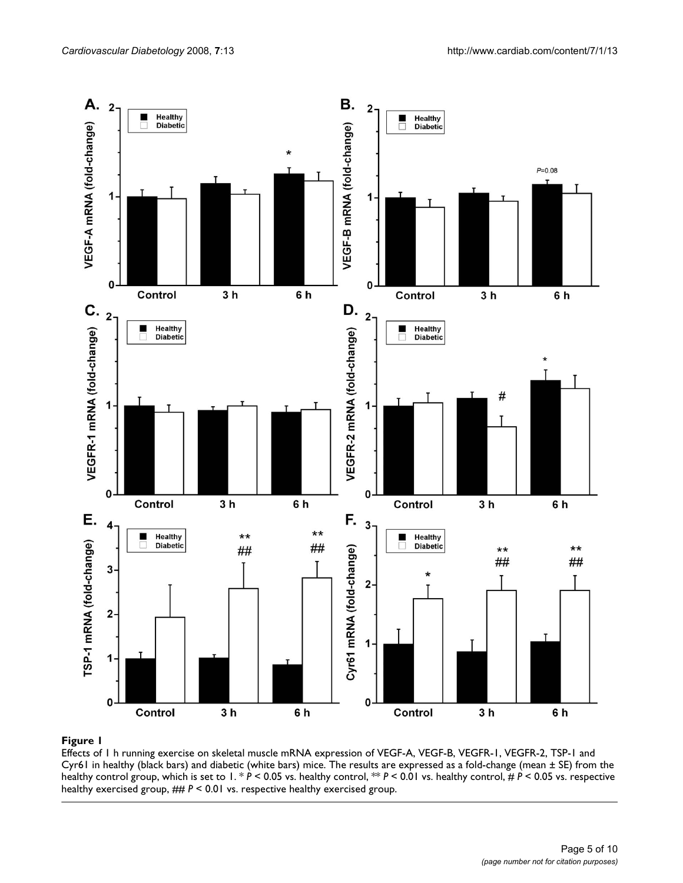**Figure 1**

Effects of 1 h running exercise on skeletal muscle mRNA expression of VEGF-A, VEGF-B, VEGFR-1, VEGFR-2, TSP-1 and Cyr61 in healthy (black bars) and diabetic (white bars) mice. The results are expressed as a fold-change (mean ± SE) from the healthy control group, which is set to 1. * $P < 0.05$ vs. healthy control, ** $P < 0.01$ vs. healthy control, # $P < 0.05$ vs. respective healthy exercised group, ## $P < 0.01$ vs. respective healthy exercised group.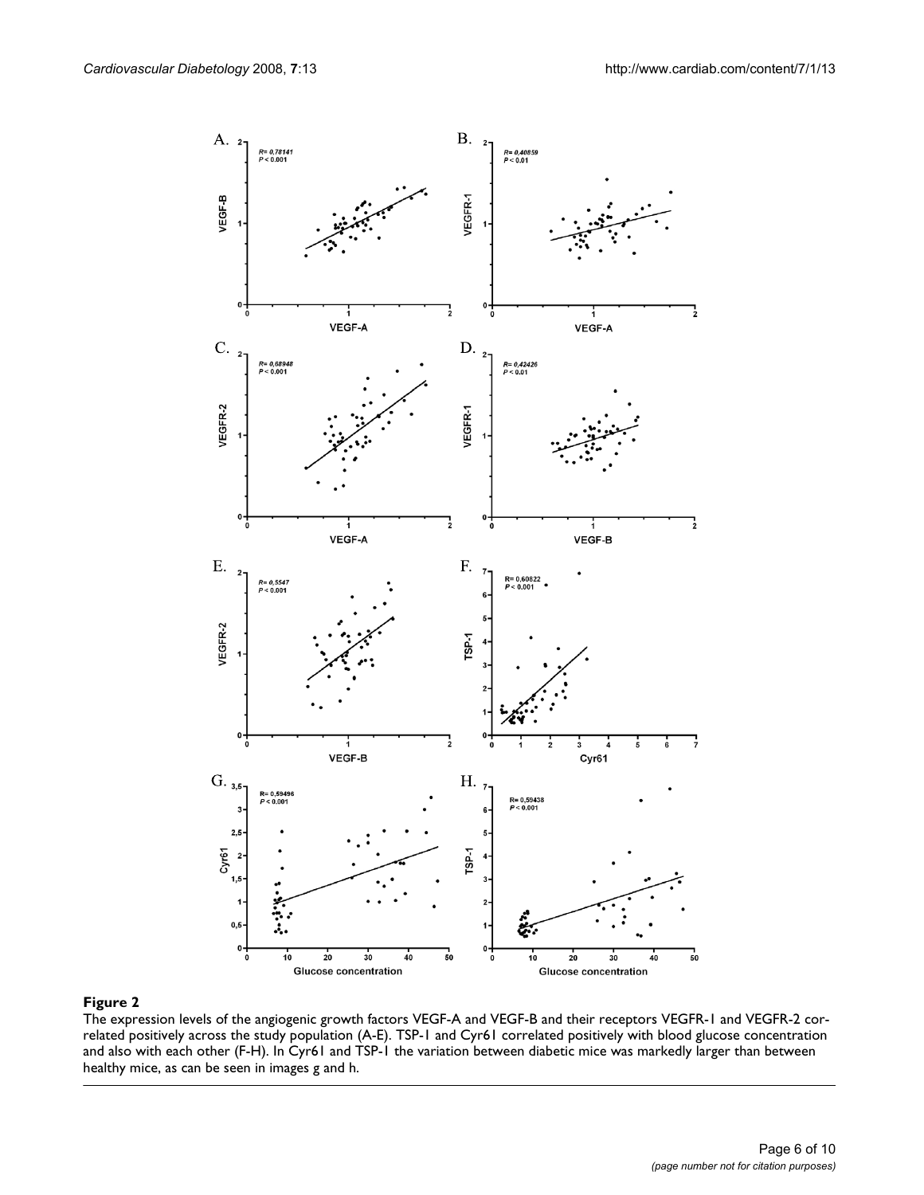**Figure 2**

The expression levels of the angiogenic growth factors VEGF-A and VEGF-B and their receptors VEGFR-1 and VEGFR-2 correlated positively across the study population (A-E). TSP-1 and Cyr61 correlated positively with blood glucose concentration and also with each other (F-H). In Cyr61 and TSP-1 the variation between diabetic mice was markedly larger than between healthy mice, as can be seen in images g and h.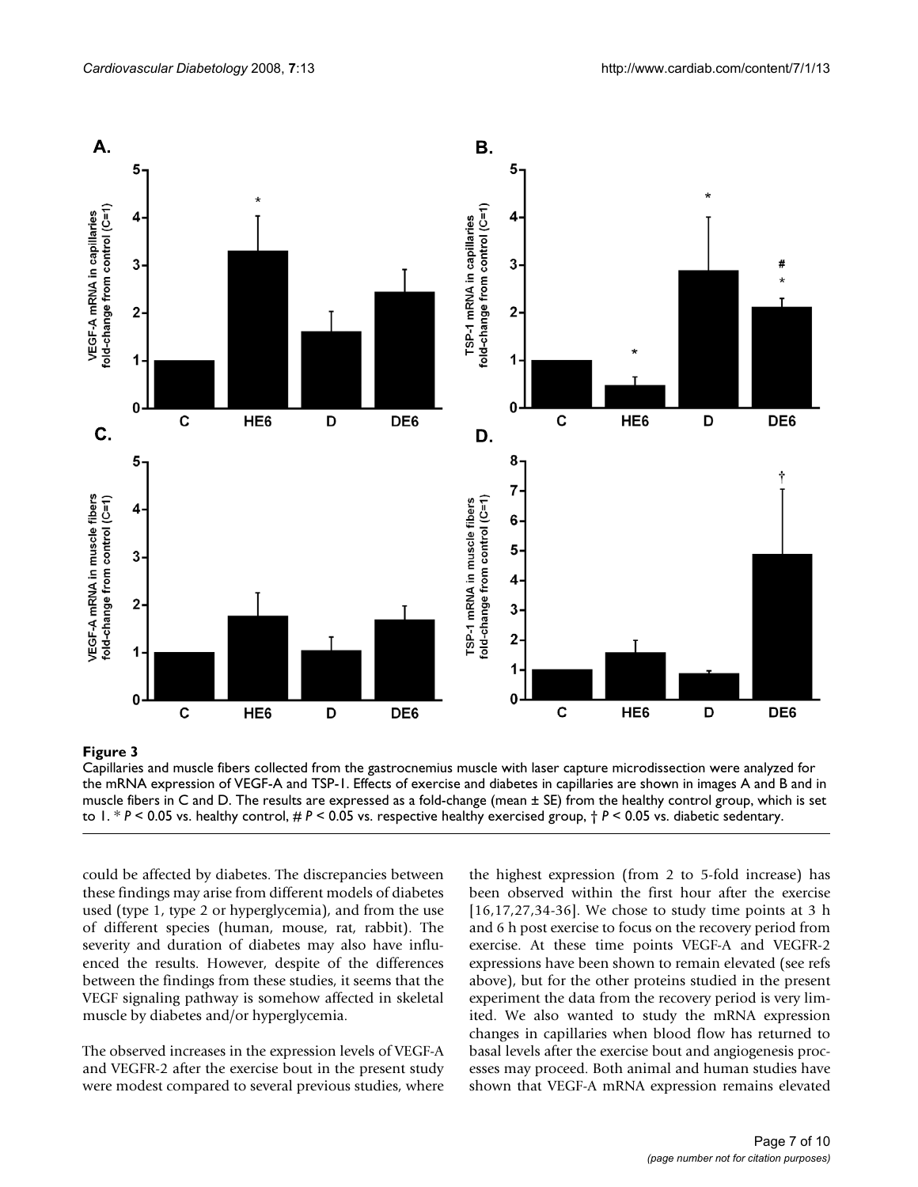**Figure 3**

Capillaries and muscle fibers collected from the gastrocnemius muscle with laser capture microdissection were analyzed for the mRNA expression of VEGF-A and TSP-1. Effects of exercise and diabetes in capillaries are shown in images A and B and in muscle fibers in C and D. The results are expressed as a fold-change (mean ± SE) from the healthy control group, which is set to 1. * $P < 0.05$ vs. healthy control, # $P < 0.05$ vs. respective healthy exercised group, † $P < 0.05$ vs. diabetic sedentary.

could be affected by diabetes. The discrepancies between these findings may arise from different models of diabetes used (type 1, type 2 or hyperglycemia), and from the use of different species (human, mouse, rat, rabbit). The severity and duration of diabetes may also have influenced the results. However, despite of the differences between the findings from these studies, it seems that the VEGF signaling pathway is somehow affected in skeletal muscle by diabetes and/or hyperglycemia.

The observed increases in the expression levels of VEGF-A and VEGFR-2 after the exercise bout in the present study were modest compared to several previous studies, where the highest expression (from 2 to 5-fold increase) has been observed within the first hour after the exercise [16,17,27,34-36]. We chose to study time points at 3 h and 6 h post exercise to focus on the recovery period from exercise. At these time points VEGF-A and VEGFR-2 expressions have been shown to remain elevated (see refs above), but for the other proteins studied in the present experiment the data from the recovery period is very limited. We also wanted to study the mRNA expression changes in capillaries when blood flow has returned to basal levels after the exercise bout and angiogenesis processes may proceed. Both animal and human studies have shown that VEGF-A mRNA expression remains elevated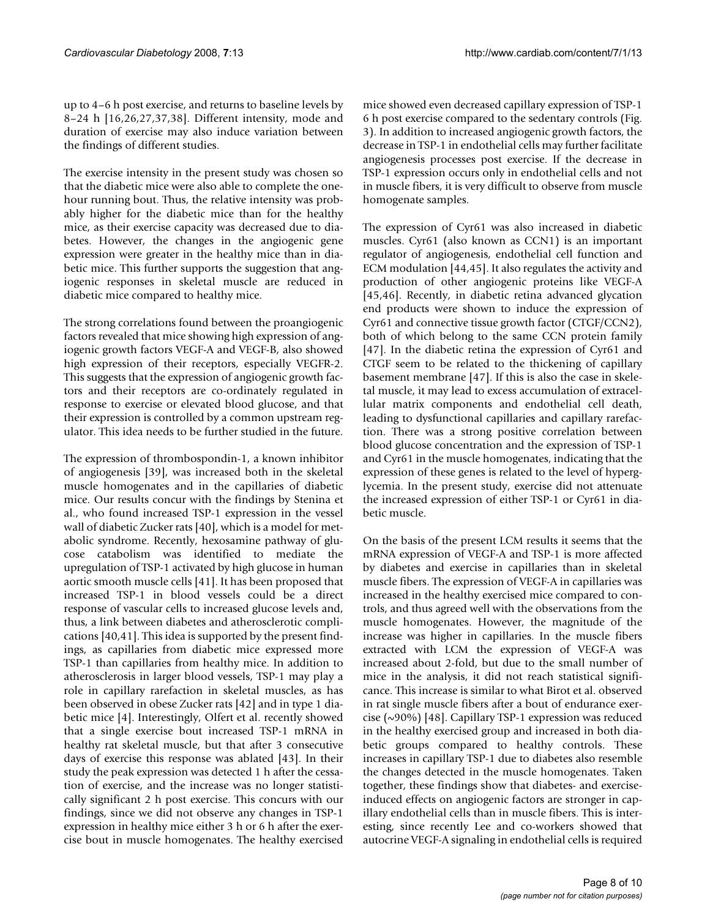up to 4–6 h post exercise, and returns to baseline levels by 8–24 h [16,26,27,37,38]. Different intensity, mode and duration of exercise may also induce variation between the findings of different studies.

The exercise intensity in the present study was chosen so that the diabetic mice were also able to complete the one-hour running bout. Thus, the relative intensity was probably higher for the diabetic mice than for the healthy mice, as their exercise capacity was decreased due to diabetes. However, the changes in the angiogenic gene expression were greater in the healthy mice than in diabetic mice. This further supports the suggestion that angiogenic responses in skeletal muscle are reduced in diabetic mice compared to healthy mice.

The strong correlations found between the proangiogenic factors revealed that mice showing high expression of angiogenic growth factors VEGF-A and VEGF-B, also showed high expression of their receptors, especially VEGFR-2. This suggests that the expression of angiogenic growth factors and their receptors are co-ordinately regulated in response to exercise or elevated blood glucose, and that their expression is controlled by a common upstream regulator. This idea needs to be further studied in the future.

The expression of thrombospondin-1, a known inhibitor of angiogenesis [39], was increased both in the skeletal muscle homogenates and in the capillaries of diabetic mice. Our results concur with the findings by Stenina et al., who found increased TSP-1 expression in the vessel wall of diabetic Zucker rats [40], which is a model for metabolic syndrome. Recently, hexosamine pathway of glucose catabolism was identified to mediate the upregulation of TSP-1 activated by high glucose in human aortic smooth muscle cells [41]. It has been proposed that increased TSP-1 in blood vessels could be a direct response of vascular cells to increased glucose levels and, thus, a link between diabetes and atherosclerotic complications [40,41]. This idea is supported by the present findings, as capillaries from diabetic mice expressed more TSP-1 than capillaries from healthy mice. In addition to atherosclerosis in larger blood vessels, TSP-1 may play a role in capillary rarefaction in skeletal muscles, as has been observed in obese Zucker rats [42] and in type 1 diabetic mice [4]. Interestingly, Olfert et al. recently showed that a single exercise bout increased TSP-1 mRNA in healthy rat skeletal muscle, but that after 3 consecutive days of exercise this response was ablated [43]. In their study the peak expression was detected 1 h after the cessation of exercise, and the increase was no longer statistically significant 2 h post exercise. This concurs with our findings, since we did not observe any changes in TSP-1 expression in healthy mice either 3 h or 6 h after the exercise bout in muscle homogenates. The healthy exercised mice showed even decreased capillary expression of TSP-1 6 h post exercise compared to the sedentary controls (Fig. 3). In addition to increased angiogenic growth factors, the decrease in TSP-1 in endothelial cells may further facilitate angiogenesis processes post exercise. If the decrease in TSP-1 expression occurs only in endothelial cells and not in muscle fibers, it is very difficult to observe from muscle homogenate samples.

The expression of Cyr61 was also increased in diabetic muscles. Cyr61 (also known as CCN1) is an important regulator of angiogenesis, endothelial cell function and ECM modulation [44,45]. It also regulates the activity and production of other angiogenic proteins like VEGF-A [45,46]. Recently, in diabetic retina advanced glycation end products were shown to induce the expression of Cyr61 and connective tissue growth factor (CTGF/CCN2), both of which belong to the same CCN protein family [47]. In the diabetic retina the expression of Cyr61 and CTGF seem to be related to the thickening of capillary basement membrane [47]. If this is also the case in skeletal muscle, it may lead to excess accumulation of extracellular matrix components and endothelial cell death, leading to dysfunctional capillaries and capillary rarefaction. There was a strong positive correlation between blood glucose concentration and the expression of TSP-1 and Cyr61 in the muscle homogenates, indicating that the expression of these genes is related to the level of hyperglycemia. In the present study, exercise did not attenuate the increased expression of either TSP-1 or Cyr61 in diabetic muscle.

On the basis of the present LCM results it seems that the mRNA expression of VEGF-A and TSP-1 is more affected by diabetes and exercise in capillaries than in skeletal muscle fibers. The expression of VEGF-A in capillaries was increased in the healthy exercised mice compared to controls, and thus agreed well with the observations from the muscle homogenates. However, the magnitude of the increase was higher in capillaries. In the muscle fibers extracted with LCM the expression of VEGF-A was increased about 2-fold, but due to the small number of mice in the analysis, it did not reach statistical significance. This increase is similar to what Birot et al. observed in rat single muscle fibers after a bout of endurance exercise (~90%) [48]. Capillary TSP-1 expression was reduced in the healthy exercised group and increased in both diabetic groups compared to healthy controls. These increases in capillary TSP-1 due to diabetes also resemble the changes detected in the muscle homogenates. Taken together, these findings show that diabetes- and exercise-induced effects on angiogenic factors are stronger in capillary endothelial cells than in muscle fibers. This is interesting, since recently Lee and co-workers showed that autocrine VEGF-A signaling in endothelial cells is required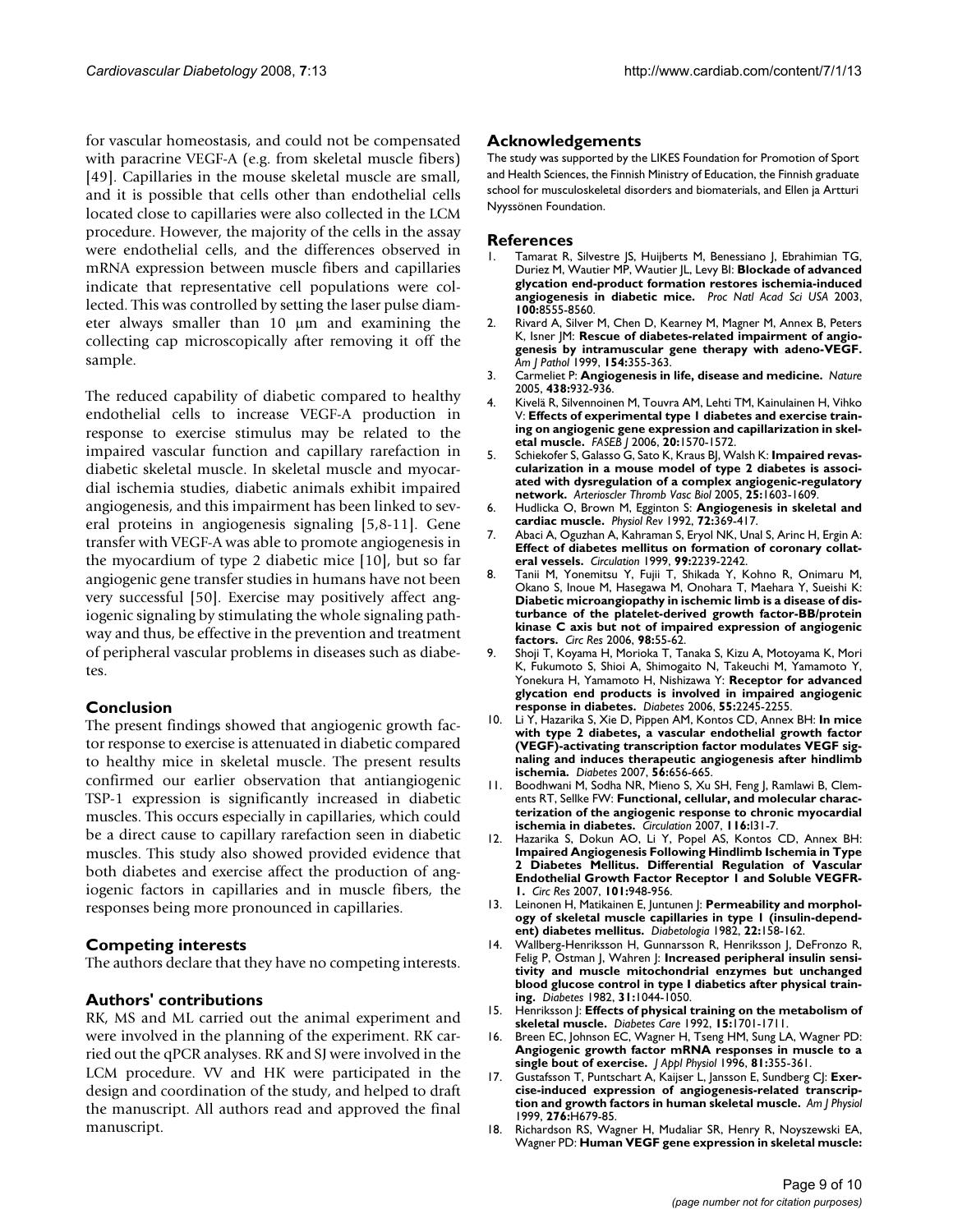for vascular homeostasis, and could not be compensated with paracrine VEGF-A (e.g. from skeletal muscle fibers) [49]. Capillaries in the mouse skeletal muscle are small, and it is possible that cells other than endothelial cells located close to capillaries were also collected in the LCM procedure. However, the majority of the cells in the assay were endothelial cells, and the differences observed in mRNA expression between muscle fibers and capillaries indicate that representative cell populations were collected. This was controlled by setting the laser pulse diameter always smaller than 10 μm and examining the collecting cap microscopically after removing it off the sample.

The reduced capability of diabetic compared to healthy endothelial cells to increase VEGF-A production in response to exercise stimulus may be related to the impaired vascular function and capillary rarefaction in diabetic skeletal muscle. In skeletal muscle and myocardial ischemia studies, diabetic animals exhibit impaired angiogenesis, and this impairment has been linked to several proteins in angiogenesis signaling [5,8-11]. Gene transfer with VEGF-A was able to promote angiogenesis in the myocardium of type 2 diabetic mice [10], but so far angiogenic gene transfer studies in humans have not been very successful [50]. Exercise may positively affect angiogenic signaling by stimulating the whole signaling pathway and thus, be effective in the prevention and treatment of peripheral vascular problems in diseases such as diabetes.

## Conclusion

The present findings showed that angiogenic growth factor response to exercise is attenuated in diabetic compared to healthy mice in skeletal muscle. The present results confirmed our earlier observation that antiangiogenic TSP-1 expression is significantly increased in diabetic muscles. This occurs especially in capillaries, which could be a direct cause to capillary rarefaction seen in diabetic muscles. This study also showed provided evidence that both diabetes and exercise affect the production of angiogenic factors in capillaries and in muscle fibers, the responses being more pronounced in capillaries.

## Competing interests

The authors declare that they have no competing interests.

## Authors' contributions

RK, MS and ML carried out the animal experiment and were involved in the planning of the experiment. RK carried out the qPCR analyses. RK and SJ were involved in the LCM procedure. VV and HK were participated in the design and coordination of the study, and helped to draft the manuscript. All authors read and approved the final manuscript.

## Acknowledgements

The study was supported by the LIKES Foundation for Promotion of Sport and Health Sciences, the Finnish Ministry of Education, the Finnish graduate school for musculoskeletal disorders and biomaterials, and Ellen ja Artturi Nyyssönen Foundation.

## References

1. Tamarat R, Silvestre JS, Huijberts M, Benessiano J, Ebrahimian TG, Duriez M, Wautier MP, Wautier JL, Levy BI: **Blockade of advanced glycation end-product formation restores ischemia-induced angiogenesis in diabetic mice.** *Proc Natl Acad Sci USA* 2003, **100:**8555-8560.
2. Rivard A, Silver M, Chen D, Kearney M, Magner M, Annex B, Peters K, Isner JM: **Rescue of diabetes-related impairment of angiogenesis by intramuscular gene therapy with adeno-VEGF.** *Am J Pathol* 1999, **154:**355-363.
3. Carmeliet P: **Angiogenesis in life, disease and medicine.** *Nature* 2005, **438:**932-936.
4. Kivelä R, Silvennoinen M, Touvra AM, Lehti TM, Kainulainen H, Vihko V: **Effects of experimental type 1 diabetes and exercise training on angiogenic gene expression and capillarization in skeletal muscle.** *FASEB J* 2006, **20:**1570-1572.
5. Schiekofer S, Galasso G, Sato K, Kraus BJ, Walsh K: **Impaired revascularization in a mouse model of type 2 diabetes is associated with dysregulation of a complex angiogenic-regulatory network.** *Arterioscler Thromb Vasc Biol* 2005, **25:**1603-1609.
6. Hudlicka O, Brown M, Egginton S: **Angiogenesis in skeletal and cardiac muscle.** *Physiol Rev* 1992, **72:**369-417.
7. Abaci A, Oguzhan A, Kahraman S, Eryol NK, Unal S, Arinc H, Ergin A: **Effect of diabetes mellitus on formation of coronary collateral vessels.** *Circulation* 1999, **99:**2239-2242.
8. Tanii M, Yonemitsu Y, Fujii T, Shikada Y, Kohno R, Onimaru M, Okano S, Inoue M, Hasegawa M, Onohara T, Maehara Y, Sueishi K: **Diabetic microangiopathy in ischemic limb is a disease of disturbance of the platelet-derived growth factor-BB/protein kinase C axis but not of impaired expression of angiogenic factors.** *Circ Res* 2006, **98:**55-62.
9. Shoji T, Koyama H, Morioka T, Tanaka S, Kizu A, Motoyama K, Mori K, Fukumoto S, Shioi A, Shimogaito N, Takeuchi M, Yamamoto Y, Yonekura H, Yamamoto H, Nishizawa Y: **Receptor for advanced glycation end products is involved in impaired angiogenic response in diabetes.** *Diabetes* 2006, **55:**2245-2255.
10. Li Y, Hazarika S, Xie D, Pippen AM, Kontos CD, Annex BH: **In mice with type 2 diabetes, a vascular endothelial growth factor (VEGF)-activating transcription factor modulates VEGF signaling and induces therapeutic angiogenesis after hindlimb ischemia.** *Diabetes* 2007, **56:**656-665.
11. Boodhwani M, Sodha NR, Mieno S, Xu SH, Feng J, Ramlawi B, Clements RT, Sellke FW: **Functional, cellular, and molecular characterization of the angiogenic response to chronic myocardial ischemia in diabetes.** *Circulation* 2007, **116:**I31-7.
12. Hazarika S, Dokun AO, Li Y, Popel AS, Kontos CD, Annex BH: **Impaired Angiogenesis Following Hindlimb Ischemia in Type 2 Diabetes Mellitus. Differential Regulation of Vascular Endothelial Growth Factor Receptor 1 and Soluble VEGFR-1.** *Circ Res* 2007, **101:**948-956.
13. Leinonen H, Matikainen E, Juntunen J: **Permeability and morphology of skeletal muscle capillaries in type 1 (insulin-dependent) diabetes mellitus.** *Diabetologia* 1982, **22:**158-162.
14. Wallberg-Henriksson H, Gunnarsson R, Henriksson J, DeFronzo R, Felig P, Ostman J, Wahren J: **Increased peripheral insulin sensitivity and muscle mitochondrial enzymes but unchanged blood glucose control in type I diabetics after physical training.** *Diabetes* 1982, **31:**1044-1050.
15. Henriksson J: **Effects of physical training on the metabolism of skeletal muscle.** *Diabetes Care* 1992, **15:**1701-1711.
16. Breen EC, Johnson EC, Wagner H, Tseng HM, Sung LA, Wagner PD: **Angiogenic growth factor mRNA responses in muscle to a single bout of exercise.** *J Appl Physiol* 1996, **81:**355-361.
17. Gustafsson T, Puntschart A, Kaijser L, Jansson E, Sundberg CJ: **Exercise-induced expression of angiogenesis-related transcription and growth factors in human skeletal muscle.** *Am J Physiol* 1999, **276:**H679-85.
18. Richardson RS, Wagner H, Mudaliar SR, Henry R, Noyszewski EA, Wagner PD: **Human VEGF gene expression in skeletal muscle:**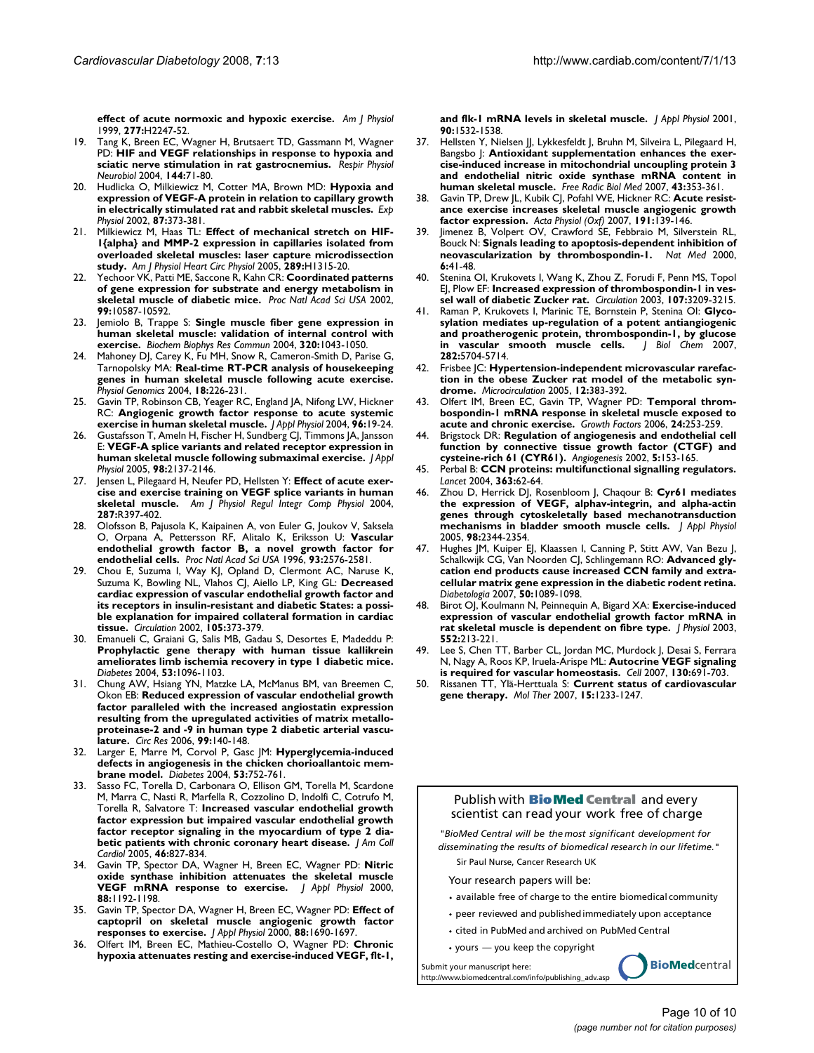**effect of acute normoxic and hypoxic exercise.** *Am J Physiol* 1999, **277:**H2247-52.

19. Tang K, Breen EC, Wagner H, Brutsaert TD, Gassmann M, Wagner PD: **HIF and VEGF relationships in response to hypoxia and sciatic nerve stimulation in rat gastrocnemius.** *Respir Physiol Neurobiol* 2004, **144:**71-80.
20. Hudlicka O, Milkiewicz M, Cotter MA, Brown MD: **Hypoxia and expression of VEGF-A protein in relation to capillary growth in electrically stimulated rat and rabbit skeletal muscles.** *Exp Physiol* 2002, **87:**373-381.
21. Milkiewicz M, Haas TL: **Effect of mechanical stretch on HIF-1{alpha} and MMP-2 expression in capillaries isolated from overloaded skeletal muscles: laser capture microdissection study.** *Am J Physiol Heart Circ Physiol* 2005, **289:**H1315-20.
22. Yechoor VK, Patti ME, Saccone R, Kahn CR: **Coordinated patterns of gene expression for substrate and energy metabolism in skeletal muscle of diabetic mice.** *Proc Natl Acad Sci USA* 2002, **99:**10587-10592.
23. Jemiolo B, Trappe S: **Single muscle fiber gene expression in human skeletal muscle: validation of internal control with exercise.** *Biochem Biophys Res Commun* 2004, **320:**1043-1050.
24. Mahoney DJ, Carey K, Fu MH, Snow R, Cameron-Smith D, Parise G, Tarnopolsky MA: **Real-time RT-PCR analysis of housekeeping genes in human skeletal muscle following acute exercise.** *Physiol Genomics* 2004, **18:**226-231.
25. Gavin TP, Robinson CB, Yeager RC, England JA, Nifong LW, Hickner RC: **Angiogenic growth factor response to acute systemic exercise in human skeletal muscle.** *J Appl Physiol* 2004, **96:**19-24.
26. Gustafsson T, Ameln H, Fischer H, Sundberg CJ, Timmons JA, Jansson E: **VEGF-A splice variants and related receptor expression in human skeletal muscle following submaximal exercise.** *J Appl Physiol* 2005, **98:**2137-2146.
27. Jensen L, Pilegaard H, Neufer PD, Hellsten Y: **Effect of acute exercise and exercise training on VEGF splice variants in human skeletal muscle.** *Am J Physiol Regul Integr Comp Physiol* 2004, **287:**R397-402.
28. Olofsson B, Pajusola K, Kaipainen A, von Euler G, Joukov V, Saksela O, Orpana A, Pettersson RF, Alitalo K, Eriksson U: **Vascular endothelial growth factor B, a novel growth factor for endothelial cells.** *Proc Natl Acad Sci USA* 1996, **93:**2576-2581.
29. Chou E, Suzuma I, Way KJ, Opland D, Clermont AC, Naruse K, Suzuma K, Bowling NL, Vlahos CJ, Aiello LP, King GL: **Decreased cardiac expression of vascular endothelial growth factor and its receptors in insulin-resistant and diabetic States: a possible explanation for impaired collateral formation in cardiac tissue.** *Circulation* 2002, **105:**373-379.
30. Emanueli C, Graiani G, Salis MB, Gadau S, Desortes E, Madeddu P: **Prophylactic gene therapy with human tissue kallikrein ameliorates limb ischemia recovery in type 1 diabetic mice.** *Diabetes* 2004, **53:**1096-1103.
31. Chung AW, Hsiang YN, Matzke LA, McManus BM, van Breemen C, Okon EB: **Reduced expression of vascular endothelial growth factor paralleled with the increased angiostatin expression resulting from the upregulated activities of matrix metalloproteinase-2 and -9 in human type 2 diabetic arterial vasculature.** *Circ Res* 2006, **99:**140-148.
32. Larger E, Marre M, Corvol P, Gasc JM: **Hyperglycemia-induced defects in angiogenesis in the chicken chorioallantoic membrane model.** *Diabetes* 2004, **53:**752-761.
33. Sasso FC, Torella D, Carbonara O, Ellison GM, Torella M, Scardone M, Marra C, Nasti R, Marfella R, Cozzolino D, Indolfi C, Cotrufo M, Torella R, Salvatore T: **Increased vascular endothelial growth factor expression but impaired vascular endothelial growth factor receptor signaling in the myocardium of type 2 diabetic patients with chronic coronary heart disease.** *J Am Coll Cardiol* 2005, **46:**827-834.
34. Gavin TP, Spector DA, Wagner H, Breen EC, Wagner PD: **Nitric oxide synthase inhibition attenuates the skeletal muscle VEGF mRNA response to exercise.** *J Appl Physiol* 2000, **88:**1192-1198.
35. Gavin TP, Spector DA, Wagner H, Breen EC, Wagner PD: **Effect of captopril on skeletal muscle angiogenic growth factor responses to exercise.** *J Appl Physiol* 2000, **88:**1690-1697.
36. Olfert IM, Breen EC, Mathieu-Costello O, Wagner PD: **Chronic hypoxia attenuates resting and exercise-induced VEGF, flt-1, and flk-1 mRNA levels in skeletal muscle.** *J Appl Physiol* 2001, **90:**1532-1538.
37. Hellsten Y, Nielsen JJ, Lykkesfeldt J, Bruhn M, Silveira L, Pilegaard H, Bangsbo J: **Antioxidant supplementation enhances the exercise-induced increase in mitochondrial uncoupling protein 3 and endothelial nitric oxide synthase mRNA content in human skeletal muscle.** *Free Radic Biol Med* 2007, **43:**353-361.
38. Gavin TP, Drew JL, Kubik CJ, Pofahl WE, Hickner RC: **Acute resistance exercise increases skeletal muscle angiogenic growth factor expression.** *Acta Physiol (Oxf)* 2007, **191:**139-146.
39. Jimenez B, Volpert OV, Crawford SE, Febbraio M, Silverstein RL, Bouck N: **Signals leading to apoptosis-dependent inhibition of neovascularization by thrombospondin-1.** *Nat Med* 2000, **6:**41-48.
40. Stenina OI, Krukovets I, Wang K, Zhou Z, Forudi F, Penn MS, Topol EJ, Plow EF: **Increased expression of thrombospondin-1 in vessel wall of diabetic Zucker rat.** *Circulation* 2003, **107:**3209-3215.
41. Raman P, Krukovets I, Marinic TE, Bornstein P, Stenina OI: **Glycosylation mediates up-regulation of a potent antiangiogenic and proatherogenic protein, thrombospondin-1, by glucose in vascular smooth muscle cells.** *J Biol Chem* 2007, **282:**5704-5714.
42. Frisbee JC: **Hypertension-independent microvascular rarefaction in the obese Zucker rat model of the metabolic syndrome.** *Microcirculation* 2005, **12:**383-392.
43. Olfert IM, Breen EC, Gavin TP, Wagner PD: **Temporal thrombospondin-1 mRNA response in skeletal muscle exposed to acute and chronic exercise.** *Growth Factors* 2006, **24:**253-259.
44. Brigstock DR: **Regulation of angiogenesis and endothelial cell function by connective tissue growth factor (CTGF) and cysteine-rich 61 (CYR61).** *Angiogenesis* 2002, **5:**153-165.
45. Perbal B: **CCN proteins: multifunctional signalling regulators.** *Lancet* 2004, **363:**62-64.
46. Zhou D, Herrick DJ, Rosenbloom J, Chaqour B: **Cyr61 mediates the expression of VEGF, alphav-integrin, and alpha-actin genes through cytoskeletally based mechanotransduction mechanisms in bladder smooth muscle cells.** *J Appl Physiol* 2005, **98:**2344-2354.
47. Hughes JM, Kuiper EJ, Klaassen I, Canning P, Stitt AW, Van Bezu J, Schalkwijk CG, Van Noorden CJ, Schlingemann RO: **Advanced glycation end products cause increased CCN family and extracellular matrix gene expression in the diabetic rodent retina.** *Diabetologia* 2007, **50:**1089-1098.
48. Birot OJ, Koulmann N, Peinnequin A, Bigard XA: **Exercise-induced expression of vascular endothelial growth factor mRNA in rat skeletal muscle is dependent on fibre type.** *J Physiol* 2003, **552:**213-221.
49. Lee S, Chen TT, Barber CL, Jordan MC, Murdock J, Desai S, Ferrara N, Nagy A, Roos KP, Iruela-Arispe ML: **Autocrine VEGF signaling is required for vascular homeostasis.** *Cell* 2007, **130:**691-703.
50. Rissanen TT, Ylä-Herttuala S: **Current status of cardiovascular gene therapy.** *Mol Ther* 2007, **15:**1233-1247.

Publish with **BioMed Central** and every scientist can read your work free of charge

*"BioMed Central will be the most significant development for disseminating the results of biomedical research in our lifetime."*

Sir Paul Nurse, Cancer Research UK

Your research papers will be:

- available free of charge to the entire biomedical community
- peer reviewed and published immediately upon acceptance
- cited in PubMed and archived on PubMed Central
- yours — you keep the copyright

Submit your manuscript here:
http://www.biomedcentral.com/info/publishing_adv.asp

BioMedcentral